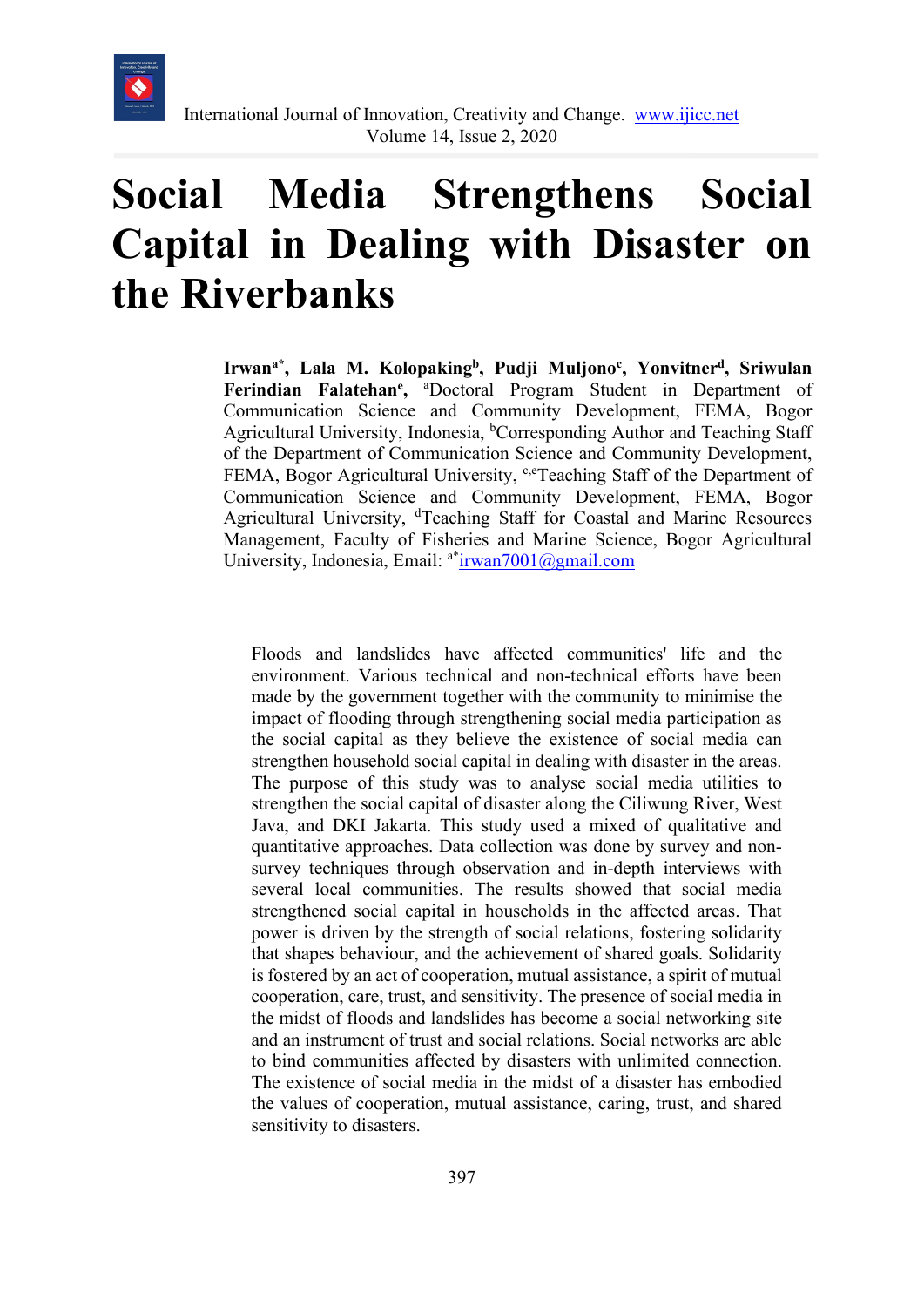# Social Media Strengthens Social Capital in Dealing with Disaster on the Riverbanks

**Irwan[a*], Lala M. Kolopaking[b], Pudji Muljono[c], Yonvitner[d], Sriwulan Ferindian Falatehan[e],** [a]Doctoral Program Student in Department of Communication Science and Community Development, FEMA, Bogor Agricultural University, Indonesia, [b]Corresponding Author and Teaching Staff of the Department of Communication Science and Community Development, FEMA, Bogor Agricultural University, [c,e]Teaching Staff of the Department of Communication Science and Community Development, FEMA, Bogor Agricultural University, [d]Teaching Staff for Coastal and Marine Resources Management, Faculty of Fisheries and Marine Science, Bogor Agricultural University, Indonesia, Email: [a*]irwan7001@gmail.com

Floods and landslides have affected communities' life and the environment. Various technical and non-technical efforts have been made by the government together with the community to minimise the impact of flooding through strengthening social media participation as the social capital as they believe the existence of social media can strengthen household social capital in dealing with disaster in the areas. The purpose of this study was to analyse social media utilities to strengthen the social capital of disaster along the Ciliwung River, West Java, and DKI Jakarta. This study used a mixed of qualitative and quantitative approaches. Data collection was done by survey and non-survey techniques through observation and in-depth interviews with several local communities. The results showed that social media strengthened social capital in households in the affected areas. That power is driven by the strength of social relations, fostering solidarity that shapes behaviour, and the achievement of shared goals. Solidarity is fostered by an act of cooperation, mutual assistance, a spirit of mutual cooperation, care, trust, and sensitivity. The presence of social media in the midst of floods and landslides has become a social networking site and an instrument of trust and social relations. Social networks are able to bind communities affected by disasters with unlimited connection. The existence of social media in the midst of a disaster has embodied the values of cooperation, mutual assistance, caring, trust, and shared sensitivity to disasters.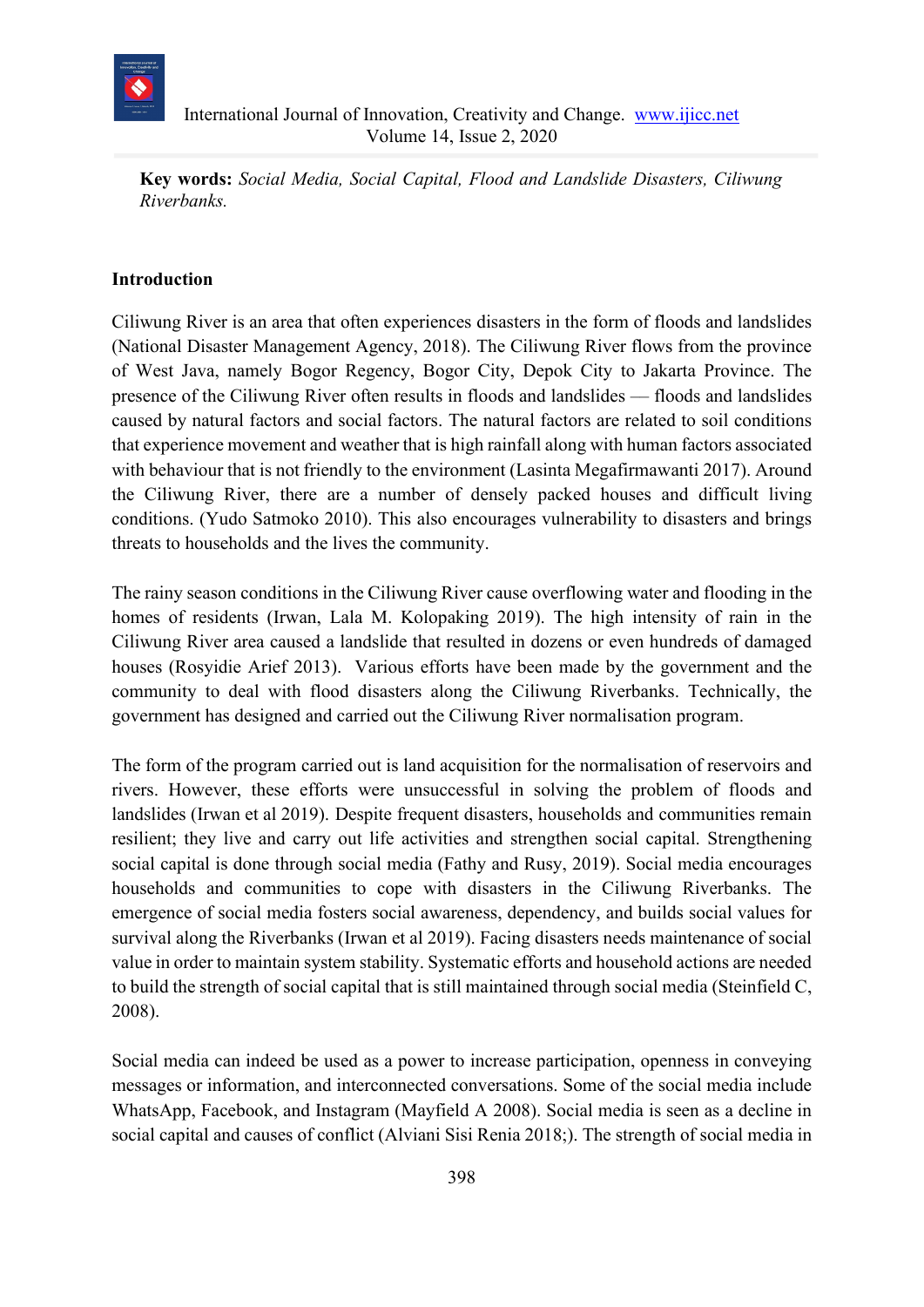**Key words:** *Social Media, Social Capital, Flood and Landslide Disasters, Ciliwung Riverbanks.*

## Introduction

Ciliwung River is an area that often experiences disasters in the form of floods and landslides (National Disaster Management Agency, 2018). The Ciliwung River flows from the province of West Java, namely Bogor Regency, Bogor City, Depok City to Jakarta Province. The presence of the Ciliwung River often results in floods and landslides — floods and landslides caused by natural factors and social factors. The natural factors are related to soil conditions that experience movement and weather that is high rainfall along with human factors associated with behaviour that is not friendly to the environment (Lasinta Megafirmawanti 2017). Around the Ciliwung River, there are a number of densely packed houses and difficult living conditions. (Yudo Satmoko 2010). This also encourages vulnerability to disasters and brings threats to households and the lives the community.

The rainy season conditions in the Ciliwung River cause overflowing water and flooding in the homes of residents (Irwan, Lala M. Kolopaking 2019). The high intensity of rain in the Ciliwung River area caused a landslide that resulted in dozens or even hundreds of damaged houses (Rosyidie Arief 2013). Various efforts have been made by the government and the community to deal with flood disasters along the Ciliwung Riverbanks. Technically, the government has designed and carried out the Ciliwung River normalisation program.

The form of the program carried out is land acquisition for the normalisation of reservoirs and rivers. However, these efforts were unsuccessful in solving the problem of floods and landslides (Irwan et al 2019). Despite frequent disasters, households and communities remain resilient; they live and carry out life activities and strengthen social capital. Strengthening social capital is done through social media (Fathy and Rusy, 2019). Social media encourages households and communities to cope with disasters in the Ciliwung Riverbanks. The emergence of social media fosters social awareness, dependency, and builds social values for survival along the Riverbanks (Irwan et al 2019). Facing disasters needs maintenance of social value in order to maintain system stability. Systematic efforts and household actions are needed to build the strength of social capital that is still maintained through social media (Steinfield C, 2008).

Social media can indeed be used as a power to increase participation, openness in conveying messages or information, and interconnected conversations. Some of the social media include WhatsApp, Facebook, and Instagram (Mayfield A 2008). Social media is seen as a decline in social capital and causes of conflict (Alviani Sisi Renia 2018;). The strength of social media in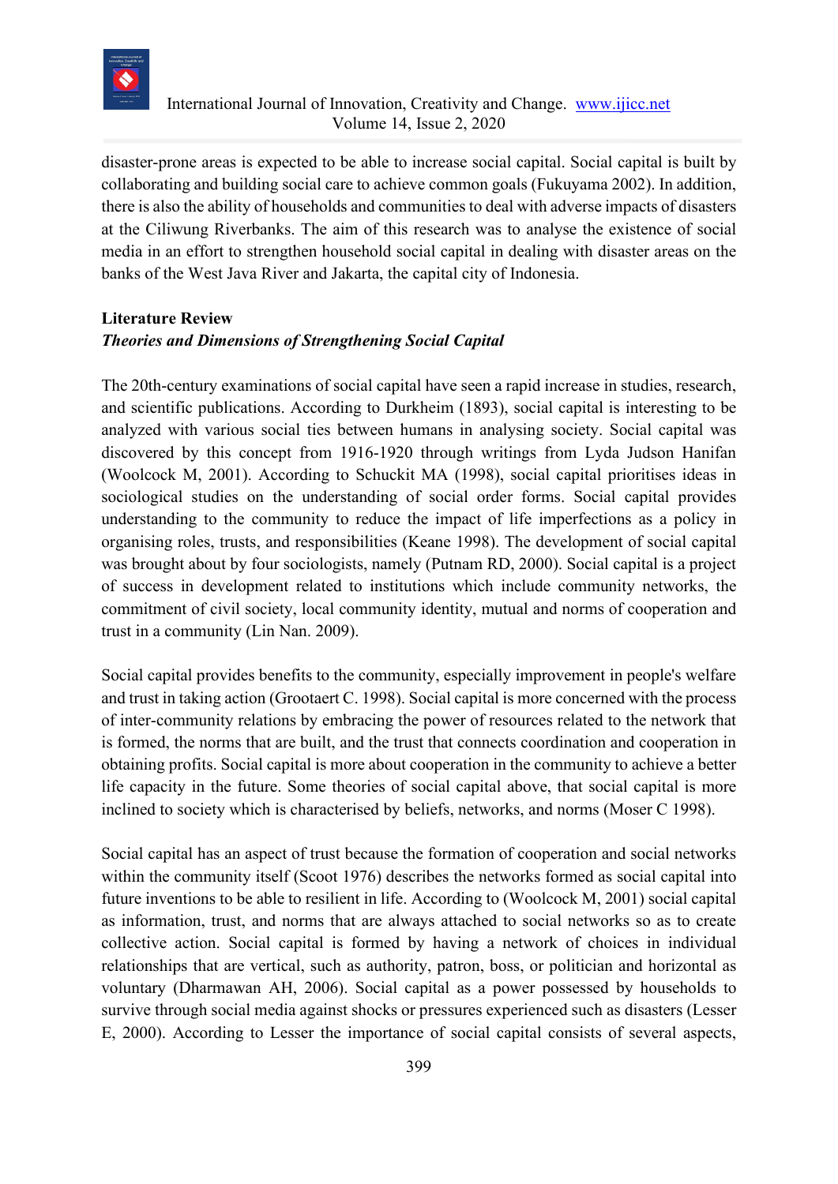disaster-prone areas is expected to be able to increase social capital. Social capital is built by collaborating and building social care to achieve common goals (Fukuyama 2002). In addition, there is also the ability of households and communities to deal with adverse impacts of disasters at the Ciliwung Riverbanks. The aim of this research was to analyse the existence of social media in an effort to strengthen household social capital in dealing with disaster areas on the banks of the West Java River and Jakarta, the capital city of Indonesia.

## Literature Review

### *Theories and Dimensions of Strengthening Social Capital*

The 20th-century examinations of social capital have seen a rapid increase in studies, research, and scientific publications. According to Durkheim (1893), social capital is interesting to be analyzed with various social ties between humans in analysing society. Social capital was discovered by this concept from 1916-1920 through writings from Lyda Judson Hanifan (Woolcock M, 2001). According to Schuckit MA (1998), social capital prioritises ideas in sociological studies on the understanding of social order forms. Social capital provides understanding to the community to reduce the impact of life imperfections as a policy in organising roles, trusts, and responsibilities (Keane 1998). The development of social capital was brought about by four sociologists, namely (Putnam RD, 2000). Social capital is a project of success in development related to institutions which include community networks, the commitment of civil society, local community identity, mutual and norms of cooperation and trust in a community (Lin Nan. 2009).

Social capital provides benefits to the community, especially improvement in people's welfare and trust in taking action (Grootaert C. 1998). Social capital is more concerned with the process of inter-community relations by embracing the power of resources related to the network that is formed, the norms that are built, and the trust that connects coordination and cooperation in obtaining profits. Social capital is more about cooperation in the community to achieve a better life capacity in the future. Some theories of social capital above, that social capital is more inclined to society which is characterised by beliefs, networks, and norms (Moser C 1998).

Social capital has an aspect of trust because the formation of cooperation and social networks within the community itself (Scoot 1976) describes the networks formed as social capital into future inventions to be able to resilient in life. According to (Woolcock M, 2001) social capital as information, trust, and norms that are always attached to social networks so as to create collective action. Social capital is formed by having a network of choices in individual relationships that are vertical, such as authority, patron, boss, or politician and horizontal as voluntary (Dharmawan AH, 2006). Social capital as a power possessed by households to survive through social media against shocks or pressures experienced such as disasters (Lesser E, 2000). According to Lesser the importance of social capital consists of several aspects,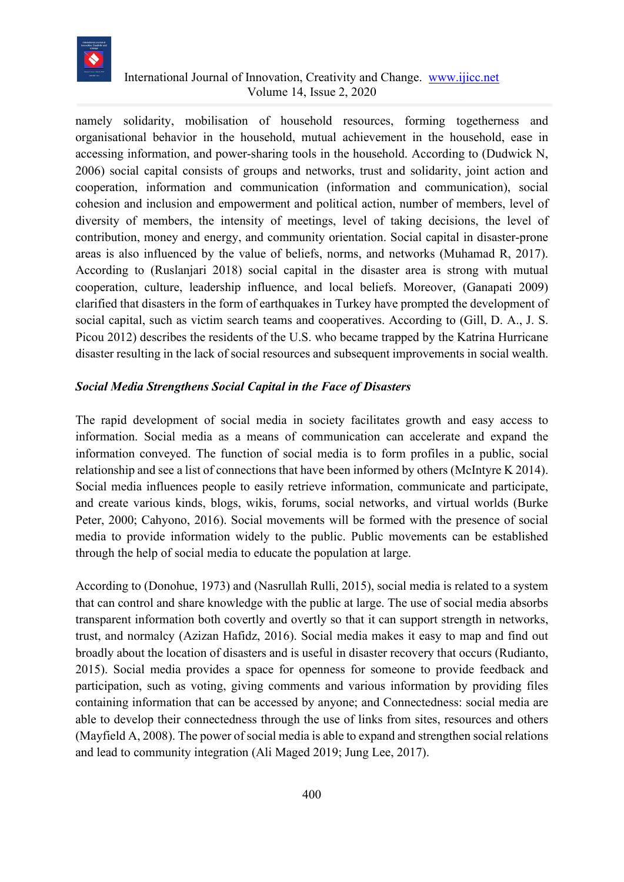namely solidarity, mobilisation of household resources, forming togetherness and organisational behavior in the household, mutual achievement in the household, ease in accessing information, and power-sharing tools in the household. According to (Dudwick N, 2006) social capital consists of groups and networks, trust and solidarity, joint action and cooperation, information and communication (information and communication), social cohesion and inclusion and empowerment and political action, number of members, level of diversity of members, the intensity of meetings, level of taking decisions, the level of contribution, money and energy, and community orientation. Social capital in disaster-prone areas is also influenced by the value of beliefs, norms, and networks (Muhamad R, 2017). According to (Ruslanjari 2018) social capital in the disaster area is strong with mutual cooperation, culture, leadership influence, and local beliefs. Moreover, (Ganapati 2009) clarified that disasters in the form of earthquakes in Turkey have prompted the development of social capital, such as victim search teams and cooperatives. According to (Gill, D. A., J. S. Picou 2012) describes the residents of the U.S. who became trapped by the Katrina Hurricane disaster resulting in the lack of social resources and subsequent improvements in social wealth.

### *Social Media Strengthens Social Capital in the Face of Disasters*

The rapid development of social media in society facilitates growth and easy access to information. Social media as a means of communication can accelerate and expand the information conveyed. The function of social media is to form profiles in a public, social relationship and see a list of connections that have been informed by others (McIntyre K 2014). Social media influences people to easily retrieve information, communicate and participate, and create various kinds, blogs, wikis, forums, social networks, and virtual worlds (Burke Peter, 2000; Cahyono, 2016). Social movements will be formed with the presence of social media to provide information widely to the public. Public movements can be established through the help of social media to educate the population at large.

According to (Donohue, 1973) and (Nasrullah Rulli, 2015), social media is related to a system that can control and share knowledge with the public at large. The use of social media absorbs transparent information both covertly and overtly so that it can support strength in networks, trust, and normalcy (Azizan Hafidz, 2016). Social media makes it easy to map and find out broadly about the location of disasters and is useful in disaster recovery that occurs (Rudianto, 2015). Social media provides a space for openness for someone to provide feedback and participation, such as voting, giving comments and various information by providing files containing information that can be accessed by anyone; and Connectedness: social media are able to develop their connectedness through the use of links from sites, resources and others (Mayfield A, 2008). The power of social media is able to expand and strengthen social relations and lead to community integration (Ali Maged 2019; Jung Lee, 2017).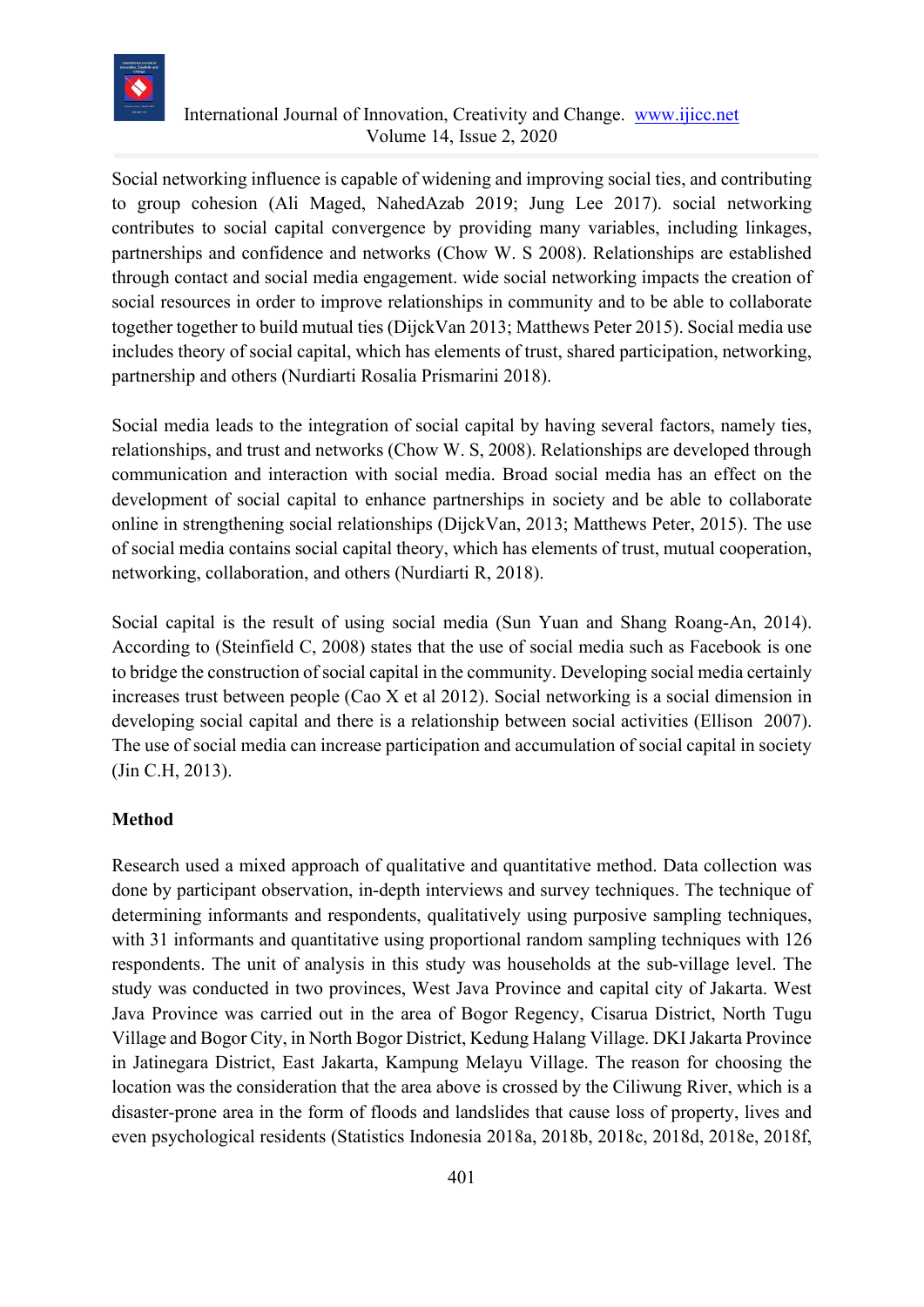Social networking influence is capable of widening and improving social ties, and contributing to group cohesion (Ali Maged, NahedAzab 2019; Jung Lee 2017). social networking contributes to social capital convergence by providing many variables, including linkages, partnerships and confidence and networks (Chow W. S 2008). Relationships are established through contact and social media engagement. wide social networking impacts the creation of social resources in order to improve relationships in community and to be able to collaborate together together to build mutual ties (DijckVan 2013; Matthews Peter 2015). Social media use includes theory of social capital, which has elements of trust, shared participation, networking, partnership and others (Nurdiarti Rosalia Prismarini 2018).

Social media leads to the integration of social capital by having several factors, namely ties, relationships, and trust and networks (Chow W. S, 2008). Relationships are developed through communication and interaction with social media. Broad social media has an effect on the development of social capital to enhance partnerships in society and be able to collaborate online in strengthening social relationships (DijckVan, 2013; Matthews Peter, 2015). The use of social media contains social capital theory, which has elements of trust, mutual cooperation, networking, collaboration, and others (Nurdiarti R, 2018).

Social capital is the result of using social media (Sun Yuan and Shang Roang-An, 2014). According to (Steinfield C, 2008) states that the use of social media such as Facebook is one to bridge the construction of social capital in the community. Developing social media certainly increases trust between people (Cao X et al 2012). Social networking is a social dimension in developing social capital and there is a relationship between social activities (Ellison 2007). The use of social media can increase participation and accumulation of social capital in society (Jin C.H, 2013).

## Method

Research used a mixed approach of qualitative and quantitative method. Data collection was done by participant observation, in-depth interviews and survey techniques. The technique of determining informants and respondents, qualitatively using purposive sampling techniques, with 31 informants and quantitative using proportional random sampling techniques with 126 respondents. The unit of analysis in this study was households at the sub-village level. The study was conducted in two provinces, West Java Province and capital city of Jakarta. West Java Province was carried out in the area of Bogor Regency, Cisarua District, North Tugu Village and Bogor City, in North Bogor District, Kedung Halang Village. DKI Jakarta Province in Jatinegara District, East Jakarta, Kampung Melayu Village. The reason for choosing the location was the consideration that the area above is crossed by the Ciliwung River, which is a disaster-prone area in the form of floods and landslides that cause loss of property, lives and even psychological residents (Statistics Indonesia 2018a, 2018b, 2018c, 2018d, 2018e, 2018f,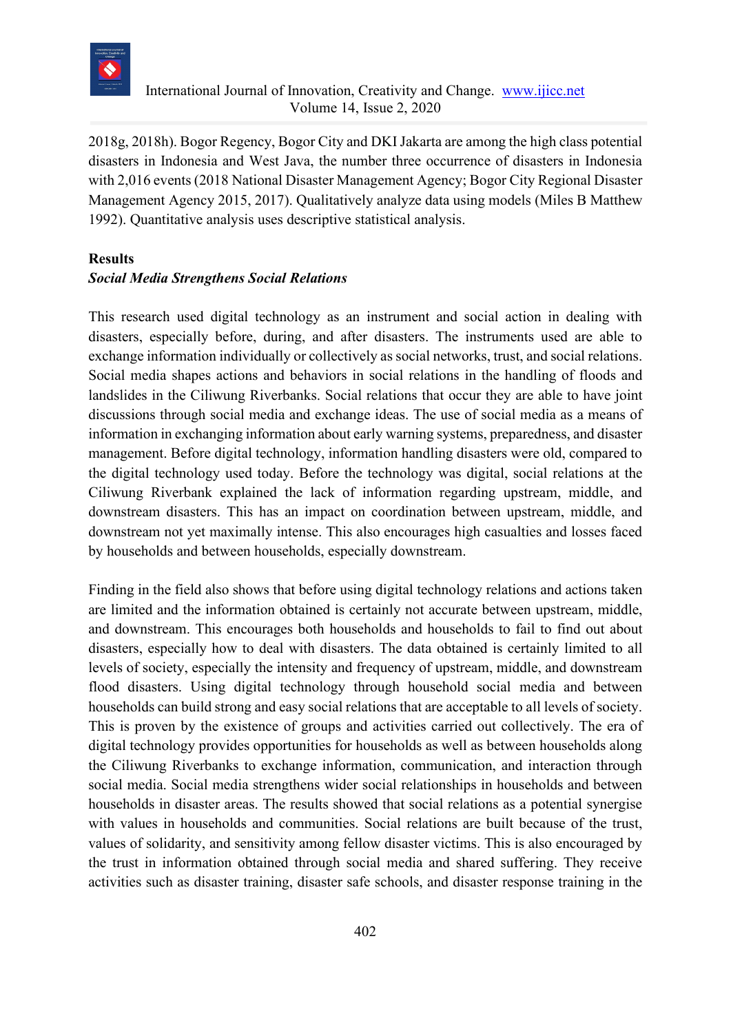2018g, 2018h). Bogor Regency, Bogor City and DKI Jakarta are among the high class potential disasters in Indonesia and West Java, the number three occurrence of disasters in Indonesia with 2,016 events (2018 National Disaster Management Agency; Bogor City Regional Disaster Management Agency 2015, 2017). Qualitatively analyze data using models (Miles B Matthew 1992). Quantitative analysis uses descriptive statistical analysis.

## Results

### *Social Media Strengthens Social Relations*

This research used digital technology as an instrument and social action in dealing with disasters, especially before, during, and after disasters. The instruments used are able to exchange information individually or collectively as social networks, trust, and social relations. Social media shapes actions and behaviors in social relations in the handling of floods and landslides in the Ciliwung Riverbanks. Social relations that occur they are able to have joint discussions through social media and exchange ideas. The use of social media as a means of information in exchanging information about early warning systems, preparedness, and disaster management. Before digital technology, information handling disasters were old, compared to the digital technology used today. Before the technology was digital, social relations at the Ciliwung Riverbank explained the lack of information regarding upstream, middle, and downstream disasters. This has an impact on coordination between upstream, middle, and downstream not yet maximally intense. This also encourages high casualties and losses faced by households and between households, especially downstream.

Finding in the field also shows that before using digital technology relations and actions taken are limited and the information obtained is certainly not accurate between upstream, middle, and downstream. This encourages both households and households to fail to find out about disasters, especially how to deal with disasters. The data obtained is certainly limited to all levels of society, especially the intensity and frequency of upstream, middle, and downstream flood disasters. Using digital technology through household social media and between households can build strong and easy social relations that are acceptable to all levels of society. This is proven by the existence of groups and activities carried out collectively. The era of digital technology provides opportunities for households as well as between households along the Ciliwung Riverbanks to exchange information, communication, and interaction through social media. Social media strengthens wider social relationships in households and between households in disaster areas. The results showed that social relations as a potential synergise with values in households and communities. Social relations are built because of the trust, values of solidarity, and sensitivity among fellow disaster victims. This is also encouraged by the trust in information obtained through social media and shared suffering. They receive activities such as disaster training, disaster safe schools, and disaster response training in the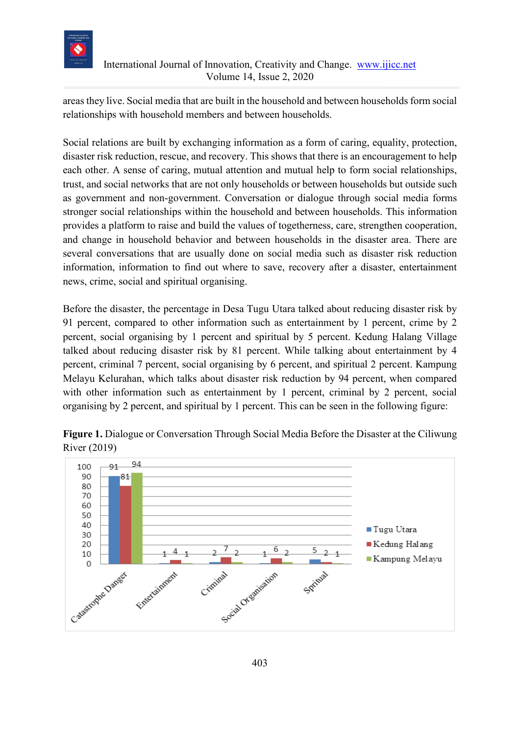areas they live. Social media that are built in the household and between households form social relationships with household members and between households.

Social relations are built by exchanging information as a form of caring, equality, protection, disaster risk reduction, rescue, and recovery. This shows that there is an encouragement to help each other. A sense of caring, mutual attention and mutual help to form social relationships, trust, and social networks that are not only households or between households but outside such as government and non-government. Conversation or dialogue through social media forms stronger social relationships within the household and between households. This information provides a platform to raise and build the values of togetherness, care, strengthen cooperation, and change in household behavior and between households in the disaster area. There are several conversations that are usually done on social media such as disaster risk reduction information, information to find out where to save, recovery after a disaster, entertainment news, crime, social and spiritual organising.

Before the disaster, the percentage in Desa Tugu Utara talked about reducing disaster risk by 91 percent, compared to other information such as entertainment by 1 percent, crime by 2 percent, social organising by 1 percent and spiritual by 5 percent. Kedung Halang Village talked about reducing disaster risk by 81 percent. While talking about entertainment by 4 percent, criminal 7 percent, social organising by 6 percent, and spiritual 2 percent. Kampung Melayu Kelurahan, which talks about disaster risk reduction by 94 percent, when compared with other information such as entertainment by 1 percent, criminal by 2 percent, social organising by 2 percent, and spiritual by 1 percent. This can be seen in the following figure:

**Figure 1.** Dialogue or Conversation Through Social Media Before the Disaster at the Ciliwung River (2019)

100
90
80
70
60
50
40
30
20
10
0

91 81 94
1 4 1
2 7 2
1 6 2
5 2 1

Catastrophe Danger
Entertainment
Criminal
Social Organisation
Spritual

Tugu Utara
Kedung Halang
Kampung Melayu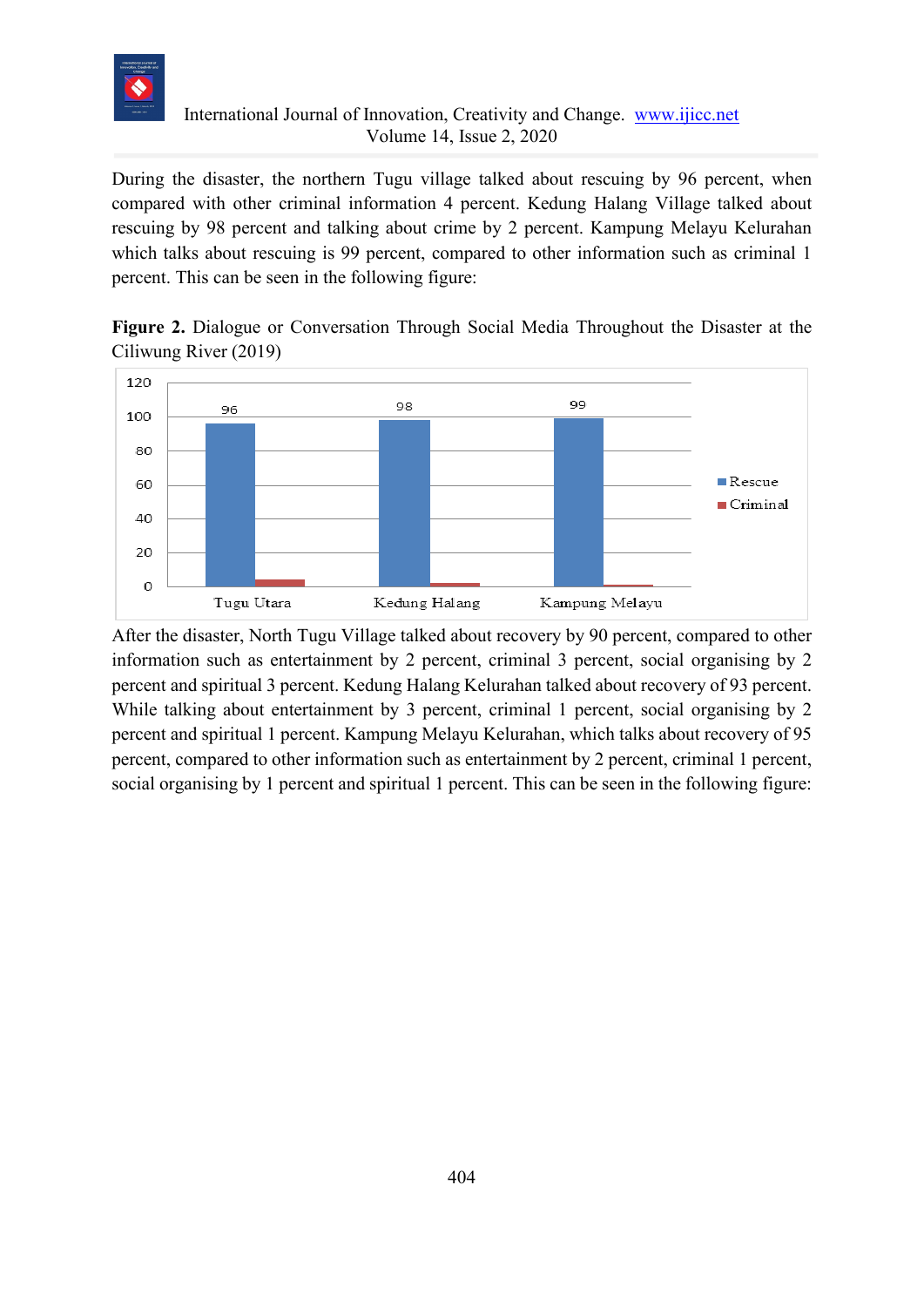During the disaster, the northern Tugu village talked about rescuing by 96 percent, when compared with other criminal information 4 percent. Kedung Halang Village talked about rescuing by 98 percent and talking about crime by 2 percent. Kampung Melayu Kelurahan which talks about rescuing is 99 percent, compared to other information such as criminal 1 percent. This can be seen in the following figure:

**Figure 2.** Dialogue or Conversation Through Social Media Throughout the Disaster at the Ciliwung River (2019)

120
100
80
60
40
20
0

96
98
99

Tugu Utara
Kedung Halang
Kampung Melayu

Rescue
Criminal

After the disaster, North Tugu Village talked about recovery by 90 percent, compared to other information such as entertainment by 2 percent, criminal 3 percent, social organising by 2 percent and spiritual 3 percent. Kedung Halang Kelurahan talked about recovery of 93 percent. While talking about entertainment by 3 percent, criminal 1 percent, social organising by 2 percent and spiritual 1 percent. Kampung Melayu Kelurahan, which talks about recovery of 95 percent, compared to other information such as entertainment by 2 percent, criminal 1 percent, social organising by 1 percent and spiritual 1 percent. This can be seen in the following figure: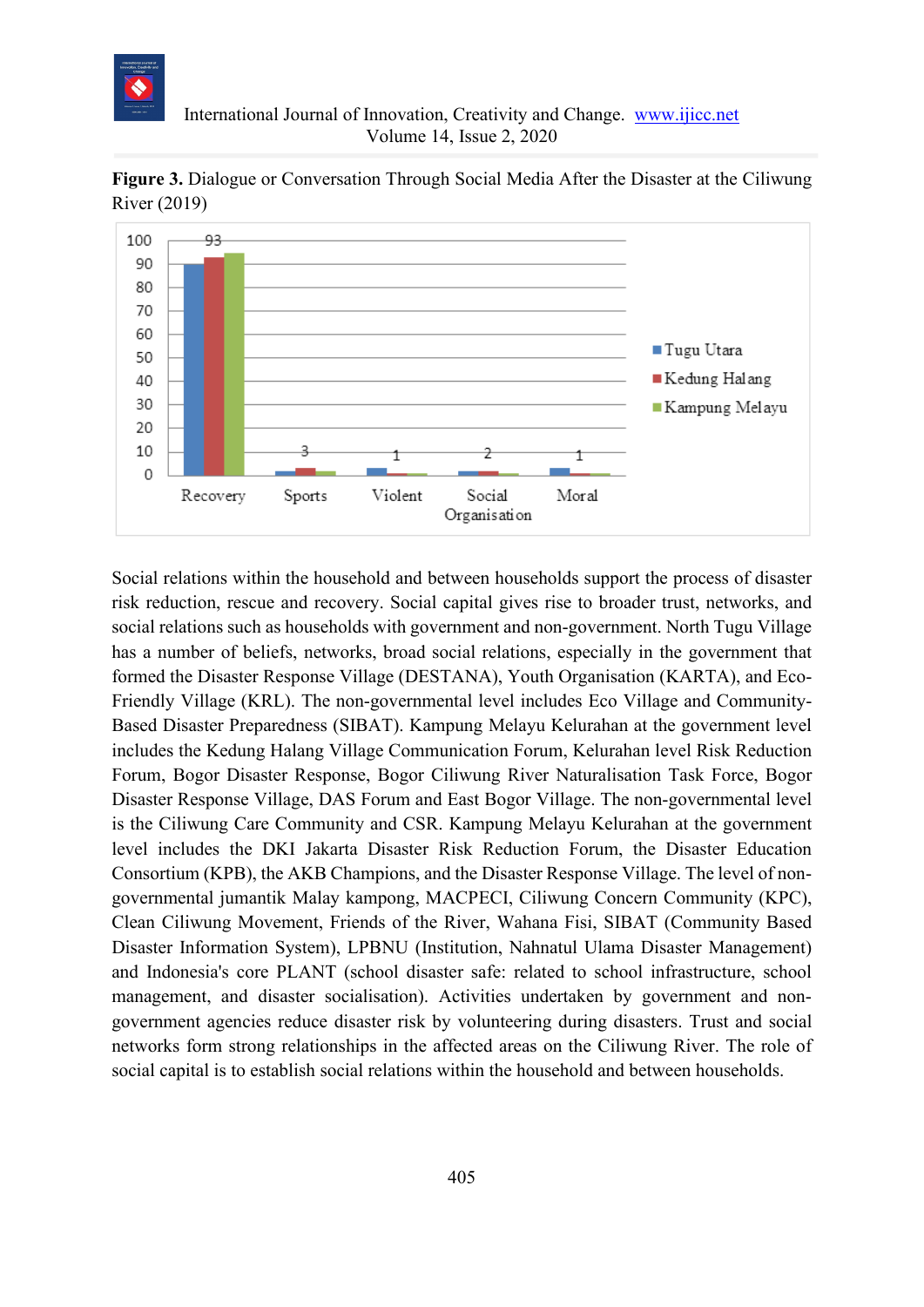**Figure 3.** Dialogue or Conversation Through Social Media After the Disaster at the Ciliwung River (2019)

100
90
80
70
60
50
40
30
20
10
0

93
3
1
2
1

Recovery
Sports
Violent
Social Organisation
Moral

Tugu Utara
Kedung Halang
Kampung Melayu

Social relations within the household and between households support the process of disaster risk reduction, rescue and recovery. Social capital gives rise to broader trust, networks, and social relations such as households with government and non-government. North Tugu Village has a number of beliefs, networks, broad social relations, especially in the government that formed the Disaster Response Village (DESTANA), Youth Organisation (KARTA), and Eco-Friendly Village (KRL). The non-governmental level includes Eco Village and Community-Based Disaster Preparedness (SIBAT). Kampung Melayu Kelurahan at the government level includes the Kedung Halang Village Communication Forum, Kelurahan level Risk Reduction Forum, Bogor Disaster Response, Bogor Ciliwung River Naturalisation Task Force, Bogor Disaster Response Village, DAS Forum and East Bogor Village. The non-governmental level is the Ciliwung Care Community and CSR. Kampung Melayu Kelurahan at the government level includes the DKI Jakarta Disaster Risk Reduction Forum, the Disaster Education Consortium (KPB), the AKB Champions, and the Disaster Response Village. The level of non-governmental jumantik Malay kampong, MACPECI, Ciliwung Concern Community (KPC), Clean Ciliwung Movement, Friends of the River, Wahana Fisi, SIBAT (Community Based Disaster Information System), LPBNU (Institution, Nahnatul Ulama Disaster Management) and Indonesia's core PLANT (school disaster safe: related to school infrastructure, school management, and disaster socialisation). Activities undertaken by government and non-government agencies reduce disaster risk by volunteering during disasters. Trust and social networks form strong relationships in the affected areas on the Ciliwung River. The role of social capital is to establish social relations within the household and between households.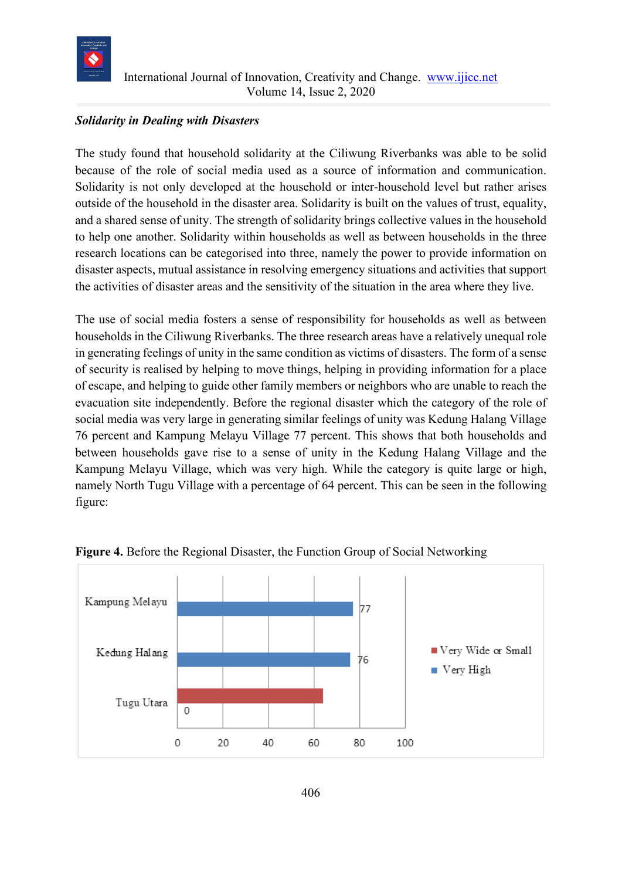***Solidarity in Dealing with Disasters***

The study found that household solidarity at the Ciliwung Riverbanks was able to be solid because of the role of social media used as a source of information and communication. Solidarity is not only developed at the household or inter-household level but rather arises outside of the household in the disaster area. Solidarity is built on the values of trust, equality, and a shared sense of unity. The strength of solidarity brings collective values in the household to help one another. Solidarity within households as well as between households in the three research locations can be categorised into three, namely the power to provide information on disaster aspects, mutual assistance in resolving emergency situations and activities that support the activities of disaster areas and the sensitivity of the situation in the area where they live.

The use of social media fosters a sense of responsibility for households as well as between households in the Ciliwung Riverbanks. The three research areas have a relatively unequal role in generating feelings of unity in the same condition as victims of disasters. The form of a sense of security is realised by helping to move things, helping in providing information for a place of escape, and helping to guide other family members or neighbors who are unable to reach the evacuation site independently. Before the regional disaster which the category of the role of social media was very large in generating similar feelings of unity was Kedung Halang Village 76 percent and Kampung Melayu Village 77 percent. This shows that both households and between households gave rise to a sense of unity in the Kedung Halang Village and the Kampung Melayu Village, which was very high. While the category is quite large or high, namely North Tugu Village with a percentage of 64 percent. This can be seen in the following figure:

**Figure 4.** Before the Regional Disaster, the Function Group of Social Networking

Kampung Melayu
77
Kedung Halang
76
Tugu Utara
0
0
20
40
60
80
100
Very Wide or Small
Very High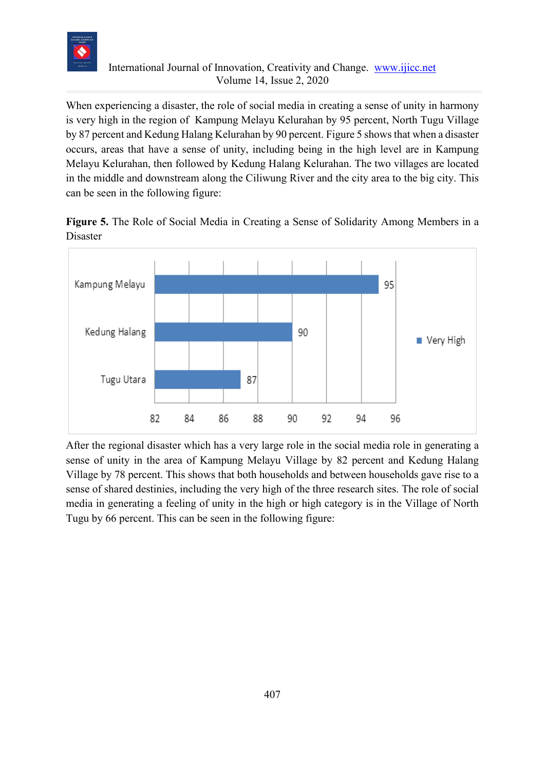When experiencing a disaster, the role of social media in creating a sense of unity in harmony is very high in the region of Kampung Melayu Kelurahan by 95 percent, North Tugu Village by 87 percent and Kedung Halang Kelurahan by 90 percent. Figure 5 shows that when a disaster occurs, areas that have a sense of unity, including being in the high level are in Kampung Melayu Kelurahan, then followed by Kedung Halang Kelurahan. The two villages are located in the middle and downstream along the Ciliwung River and the city area to the big city. This can be seen in the following figure:

**Figure 5.** The Role of Social Media in Creating a Sense of Solidarity Among Members in a Disaster

Kampung Melayu
95
Kedung Halang
90
Tugu Utara
87
82
84
86
88
90
92
94
96
Very High

After the regional disaster which has a very large role in the social media role in generating a sense of unity in the area of Kampung Melayu Village by 82 percent and Kedung Halang Village by 78 percent. This shows that both households and between households gave rise to a sense of shared destinies, including the very high of the three research sites. The role of social media in generating a feeling of unity in the high or high category is in the Village of North Tugu by 66 percent. This can be seen in the following figure: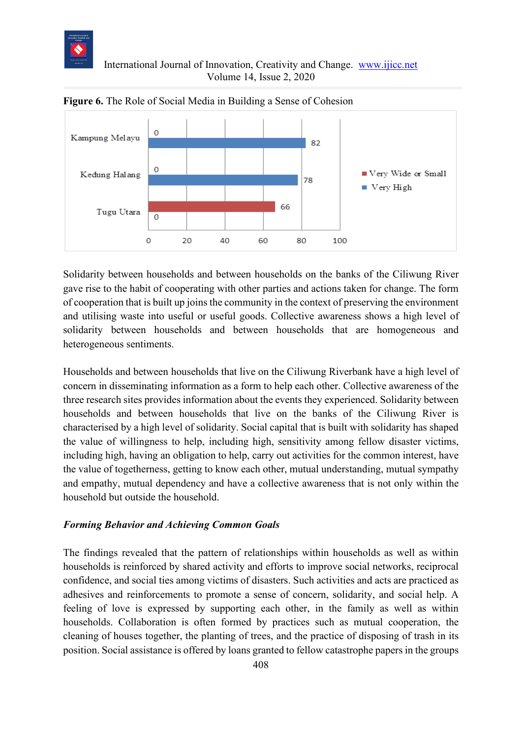**Figure 6.** The Role of Social Media in Building a Sense of Cohesion

Kampung Melayu
Kedung Halang
Tugu Utara
0
82
0
78
66
0
0 20 40 60 80 100
Very Wide or Small
Very High

Solidarity between households and between households on the banks of the Ciliwung River gave rise to the habit of cooperating with other parties and actions taken for change. The form of cooperation that is built up joins the community in the context of preserving the environment and utilising waste into useful or useful goods. Collective awareness shows a high level of solidarity between households and between households that are homogeneous and heterogeneous sentiments.

Households and between households that live on the Ciliwung Riverbank have a high level of concern in disseminating information as a form to help each other. Collective awareness of the three research sites provides information about the events they experienced. Solidarity between households and between households that live on the banks of the Ciliwung River is characterised by a high level of solidarity. Social capital that is built with solidarity has shaped the value of willingness to help, including high, sensitivity among fellow disaster victims, including high, having an obligation to help, carry out activities for the common interest, have the value of togetherness, getting to know each other, mutual understanding, mutual sympathy and empathy, mutual dependency and have a collective awareness that is not only within the household but outside the household.

### *Forming Behavior and Achieving Common Goals*

The findings revealed that the pattern of relationships within households as well as within households is reinforced by shared activity and efforts to improve social networks, reciprocal confidence, and social ties among victims of disasters. Such activities and acts are practiced as adhesives and reinforcements to promote a sense of concern, solidarity, and social help. A feeling of love is expressed by supporting each other, in the family as well as within households. Collaboration is often formed by practices such as mutual cooperation, the cleaning of houses together, the planting of trees, and the practice of disposing of trash in its position. Social assistance is offered by loans granted to fellow catastrophe papers in the groups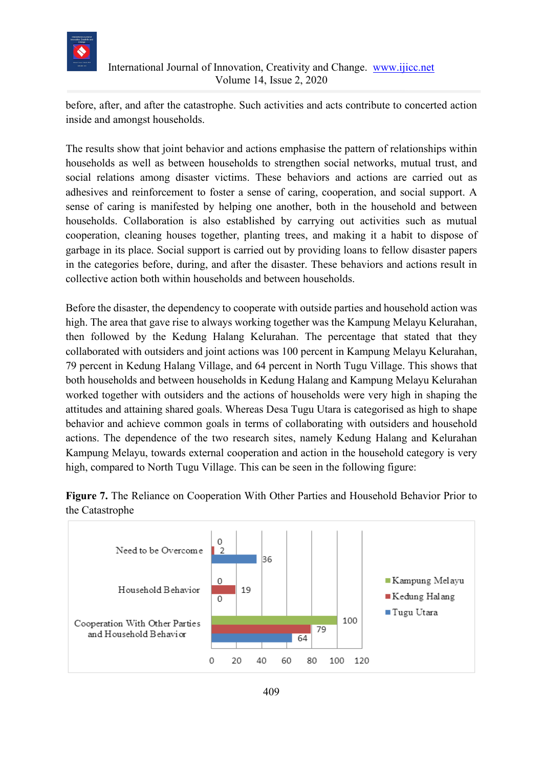before, after, and after the catastrophe. Such activities and acts contribute to concerted action inside and amongst households.

The results show that joint behavior and actions emphasise the pattern of relationships within households as well as between households to strengthen social networks, mutual trust, and social relations among disaster victims. These behaviors and actions are carried out as adhesives and reinforcement to foster a sense of caring, cooperation, and social support. A sense of caring is manifested by helping one another, both in the household and between households. Collaboration is also established by carrying out activities such as mutual cooperation, cleaning houses together, planting trees, and making it a habit to dispose of garbage in its place. Social support is carried out by providing loans to fellow disaster papers in the categories before, during, and after the disaster. These behaviors and actions result in collective action both within households and between households.

Before the disaster, the dependency to cooperate with outside parties and household action was high. The area that gave rise to always working together was the Kampung Melayu Kelurahan, then followed by the Kedung Halang Kelurahan. The percentage that stated that they collaborated with outsiders and joint actions was 100 percent in Kampung Melayu Kelurahan, 79 percent in Kedung Halang Village, and 64 percent in North Tugu Village. This shows that both households and between households in Kedung Halang and Kampung Melayu Kelurahan worked together with outsiders and the actions of households were very high in shaping the attitudes and attaining shared goals. Whereas Desa Tugu Utara is categorised as high to shape behavior and achieve common goals in terms of collaborating with outsiders and household actions. The dependence of the two research sites, namely Kedung Halang and Kelurahan Kampung Melayu, towards external cooperation and action in the household category is very high, compared to North Tugu Village. This can be seen in the following figure:

**Figure 7.** The Reliance on Cooperation With Other Parties and Household Behavior Prior to the Catastrophe

Need to be Overcome
0
2
36
Household Behavior
0
19
0
Cooperation With Other Parties and Household Behavior
100
79
64
0 20 40 60 80 100 120
Kampung Melayu
Kedung Halang
Tugu Utara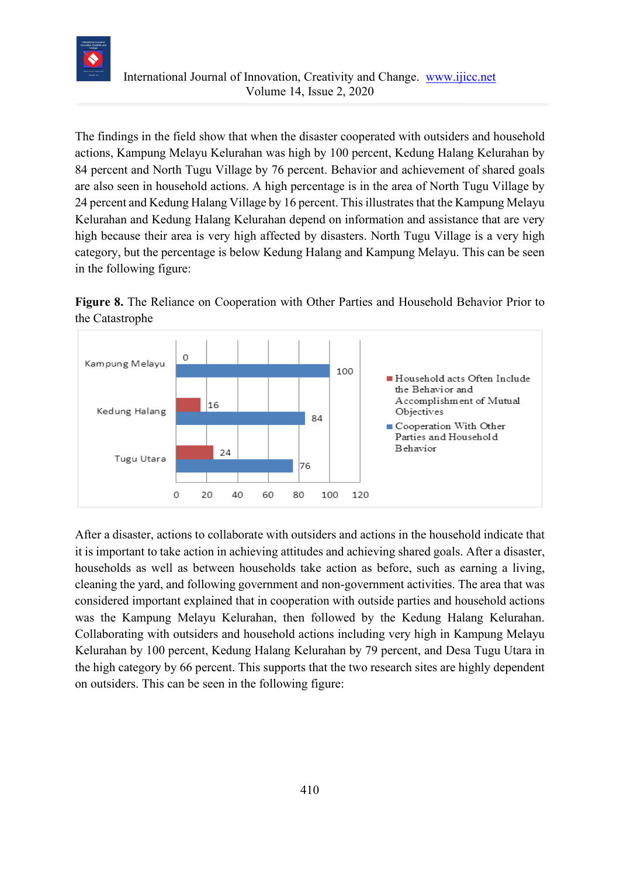The findings in the field show that when the disaster cooperated with outsiders and household actions, Kampung Melayu Kelurahan was high by 100 percent, Kedung Halang Kelurahan by 84 percent and North Tugu Village by 76 percent. Behavior and achievement of shared goals are also seen in household actions. A high percentage is in the area of North Tugu Village by 24 percent and Kedung Halang Village by 16 percent. This illustrates that the Kampung Melayu Kelurahan and Kedung Halang Kelurahan depend on information and assistance that are very high because their area is very high affected by disasters. North Tugu Village is a very high category, but the percentage is below Kedung Halang and Kampung Melayu. This can be seen in the following figure:

**Figure 8.** The Reliance on Cooperation with Other Parties and Household Behavior Prior to the Catastrophe

Kampung Melayu
Kedung Halang
Tugu Utara

0
100
16
84
24
76

0 20 40 60 80 100 120

Household acts Often Include the Behavior and Accomplishment of Mutual Objectives
Cooperation With Other Parties and Household Behavior

After a disaster, actions to collaborate with outsiders and actions in the household indicate that it is important to take action in achieving attitudes and achieving shared goals. After a disaster, households as well as between households take action as before, such as earning a living, cleaning the yard, and following government and non-government activities. The area that was considered important explained that in cooperation with outside parties and household actions was the Kampung Melayu Kelurahan, then followed by the Kedung Halang Kelurahan. Collaborating with outsiders and household actions including very high in Kampung Melayu Kelurahan by 100 percent, Kedung Halang Kelurahan by 79 percent, and Desa Tugu Utara in the high category by 66 percent. This supports that the two research sites are highly dependent on outsiders. This can be seen in the following figure: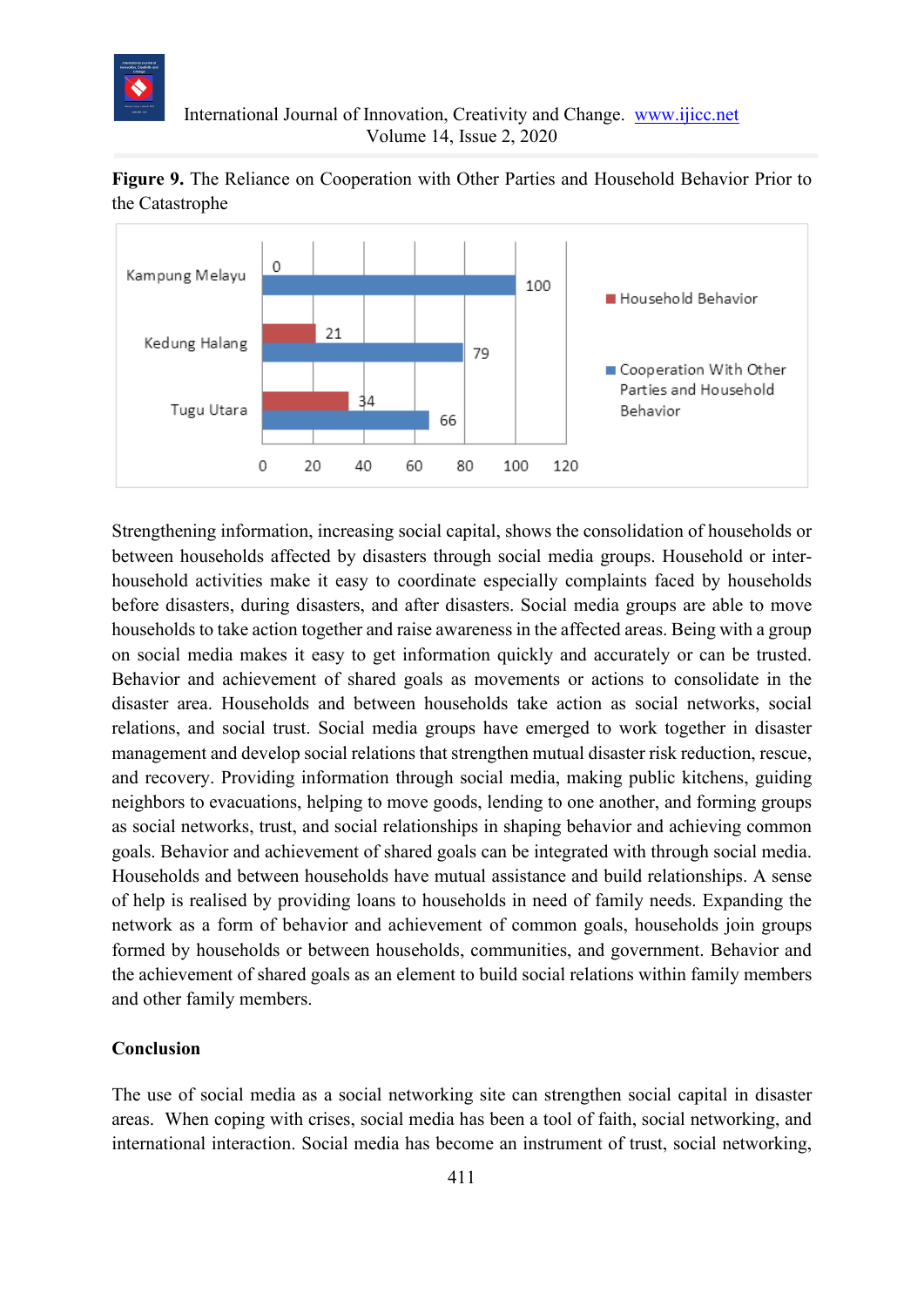**Figure 9.** The Reliance on Cooperation with Other Parties and Household Behavior Prior to the Catastrophe

Kampung Melayu
Kedung Halang
Tugu Utara
0
100
21
79
34
66
0 20 40 60 80 100 120
Household Behavior
Cooperation With Other Parties and Household Behavior

Strengthening information, increasing social capital, shows the consolidation of households or between households affected by disasters through social media groups. Household or inter-household activities make it easy to coordinate especially complaints faced by households before disasters, during disasters, and after disasters. Social media groups are able to move households to take action together and raise awareness in the affected areas. Being with a group on social media makes it easy to get information quickly and accurately or can be trusted. Behavior and achievement of shared goals as movements or actions to consolidate in the disaster area. Households and between households take action as social networks, social relations, and social trust. Social media groups have emerged to work together in disaster management and develop social relations that strengthen mutual disaster risk reduction, rescue, and recovery. Providing information through social media, making public kitchens, guiding neighbors to evacuations, helping to move goods, lending to one another, and forming groups as social networks, trust, and social relationships in shaping behavior and achieving common goals. Behavior and achievement of shared goals can be integrated with through social media. Households and between households have mutual assistance and build relationships. A sense of help is realised by providing loans to households in need of family needs. Expanding the network as a form of behavior and achievement of common goals, households join groups formed by households or between households, communities, and government. Behavior and the achievement of shared goals as an element to build social relations within family members and other family members.

## Conclusion

The use of social media as a social networking site can strengthen social capital in disaster areas. When coping with crises, social media has been a tool of faith, social networking, and international interaction. Social media has become an instrument of trust, social networking,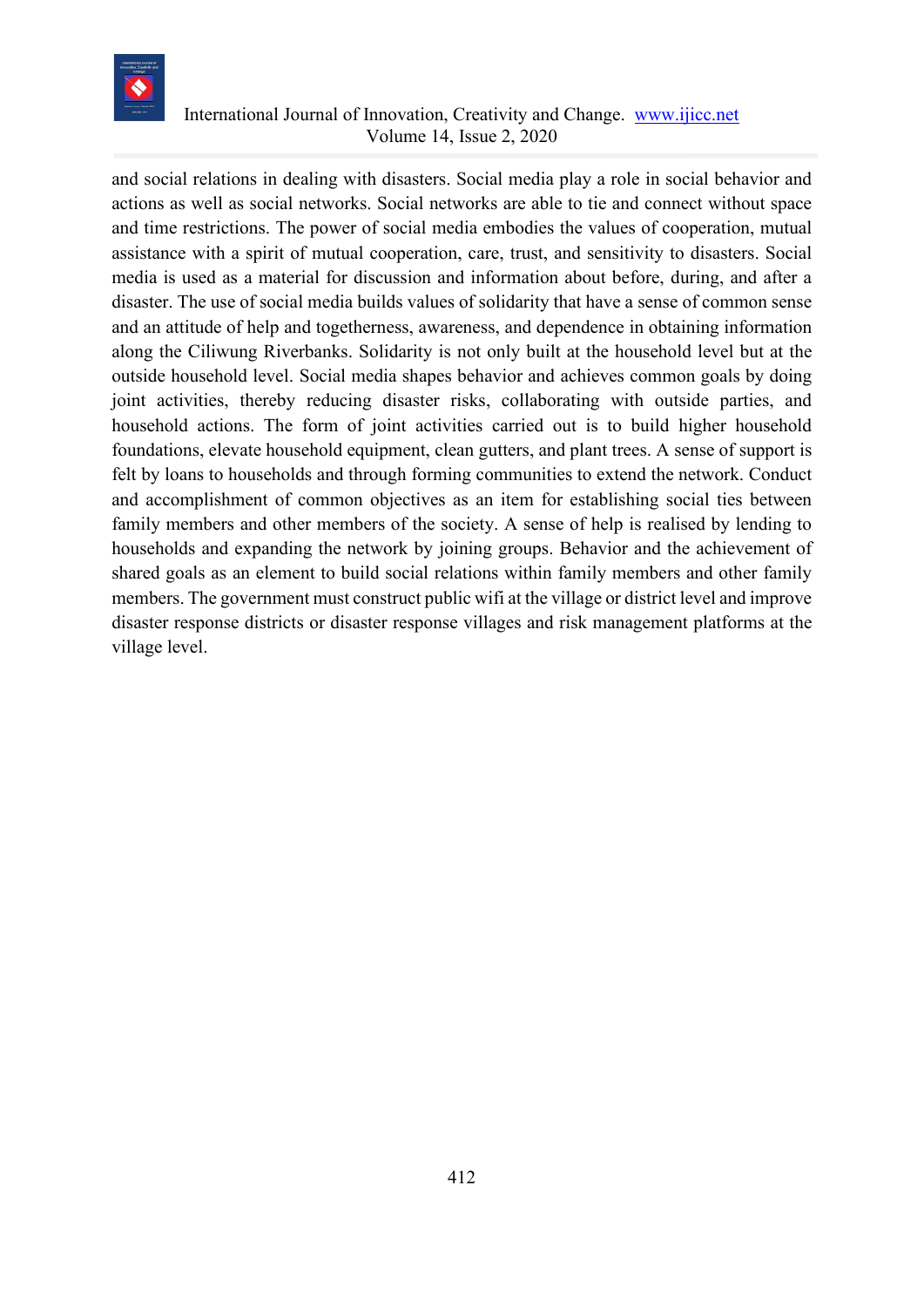and social relations in dealing with disasters. Social media play a role in social behavior and actions as well as social networks. Social networks are able to tie and connect without space and time restrictions. The power of social media embodies the values of cooperation, mutual assistance with a spirit of mutual cooperation, care, trust, and sensitivity to disasters. Social media is used as a material for discussion and information about before, during, and after a disaster. The use of social media builds values of solidarity that have a sense of common sense and an attitude of help and togetherness, awareness, and dependence in obtaining information along the Ciliwung Riverbanks. Solidarity is not only built at the household level but at the outside household level. Social media shapes behavior and achieves common goals by doing joint activities, thereby reducing disaster risks, collaborating with outside parties, and household actions. The form of joint activities carried out is to build higher household foundations, elevate household equipment, clean gutters, and plant trees. A sense of support is felt by loans to households and through forming communities to extend the network. Conduct and accomplishment of common objectives as an item for establishing social ties between family members and other members of the society. A sense of help is realised by lending to households and expanding the network by joining groups. Behavior and the achievement of shared goals as an element to build social relations within family members and other family members. The government must construct public wifi at the village or district level and improve disaster response districts or disaster response villages and risk management platforms at the village level.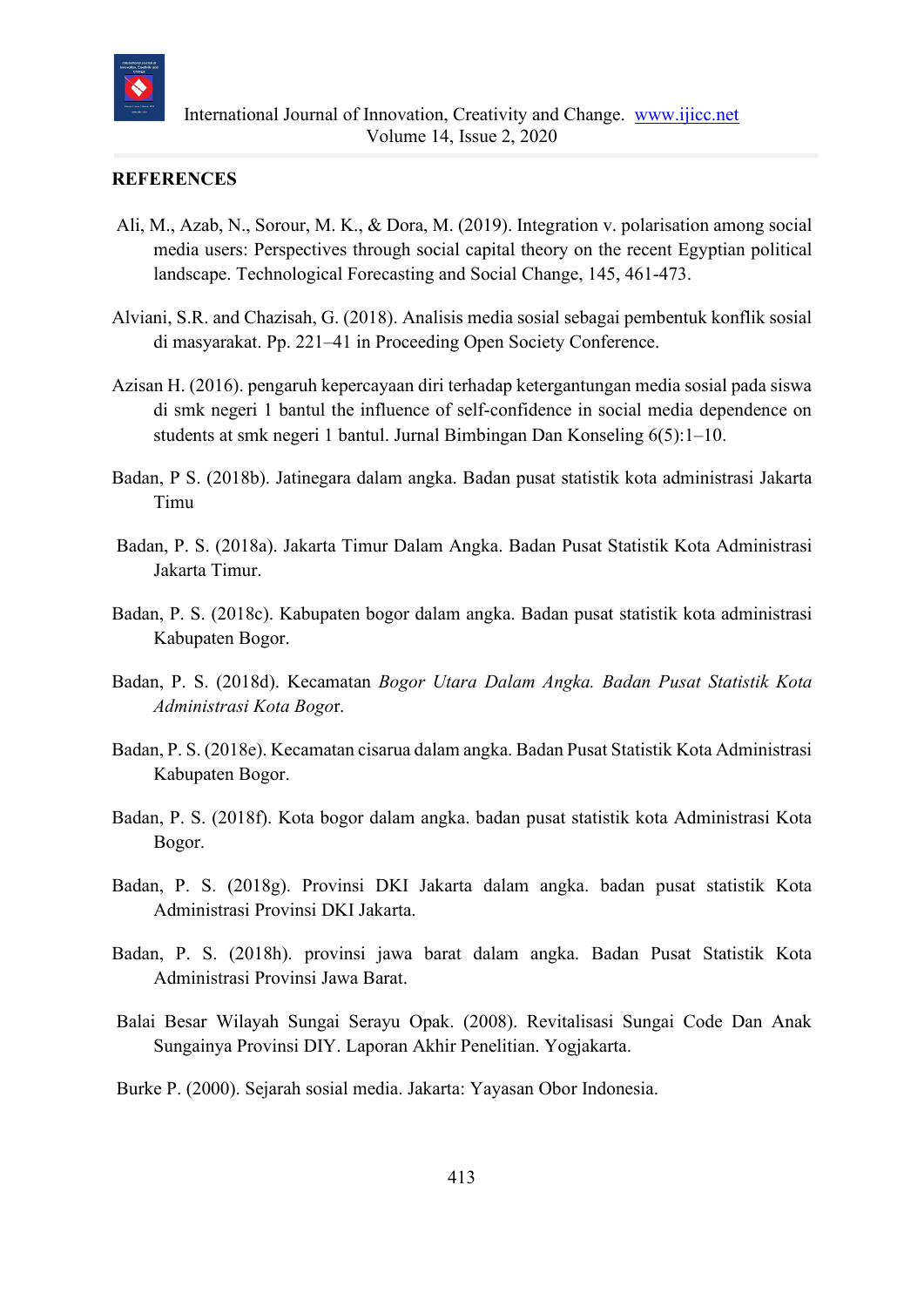## REFERENCES

Ali, M., Azab, N., Sorour, M. K., & Dora, M. (2019). Integration v. polarisation among social media users: Perspectives through social capital theory on the recent Egyptian political landscape. Technological Forecasting and Social Change, 145, 461-473.

Alviani, S.R. and Chazisah, G. (2018). Analisis media sosial sebagai pembentuk konflik sosial di masyarakat. Pp. 221–41 in Proceeding Open Society Conference.

Azisan H. (2016). pengaruh kepercayaan diri terhadap ketergantungan media sosial pada siswa di smk negeri 1 bantul the influence of self-confidence in social media dependence on students at smk negeri 1 bantul. Jurnal Bimbingan Dan Konseling 6(5):1–10.

Badan, P S. (2018b). Jatinegara dalam angka. Badan pusat statistik kota administrasi Jakarta Timu

Badan, P. S. (2018a). Jakarta Timur Dalam Angka. Badan Pusat Statistik Kota Administrasi Jakarta Timur.

Badan, P. S. (2018c). Kabupaten bogor dalam angka. Badan pusat statistik kota administrasi Kabupaten Bogor.

Badan, P. S. (2018d). Kecamatan *Bogor Utara Dalam Angka. Badan Pusat Statistik Kota Administrasi Kota Bogo*r.

Badan, P. S. (2018e). Kecamatan cisarua dalam angka. Badan Pusat Statistik Kota Administrasi Kabupaten Bogor.

Badan, P. S. (2018f). Kota bogor dalam angka. badan pusat statistik kota Administrasi Kota Bogor.

Badan, P. S. (2018g). Provinsi DKI Jakarta dalam angka. badan pusat statistik Kota Administrasi Provinsi DKI Jakarta.

Badan, P. S. (2018h). provinsi jawa barat dalam angka. Badan Pusat Statistik Kota Administrasi Provinsi Jawa Barat.

Balai Besar Wilayah Sungai Serayu Opak. (2008). Revitalisasi Sungai Code Dan Anak Sungainya Provinsi DIY. Laporan Akhir Penelitian. Yogjakarta.

Burke P. (2000). Sejarah sosial media. Jakarta: Yayasan Obor Indonesia.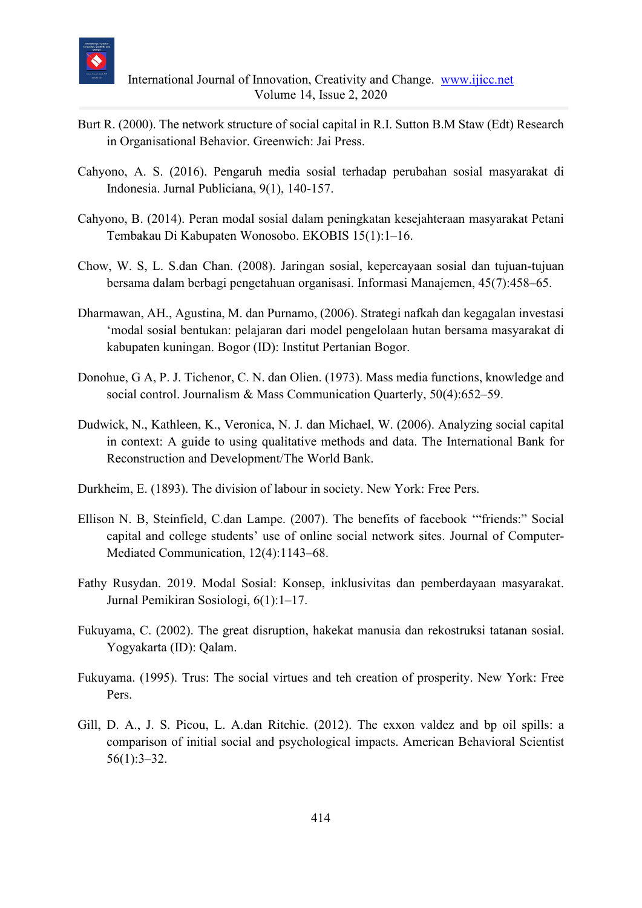Burt R. (2000). The network structure of social capital in R.I. Sutton B.M Staw (Edt) Research in Organisational Behavior. Greenwich: Jai Press.

Cahyono, A. S. (2016). Pengaruh media sosial terhadap perubahan sosial masyarakat di Indonesia. Jurnal Publiciana, 9(1), 140-157.

Cahyono, B. (2014). Peran modal sosial dalam peningkatan kesejahteraan masyarakat Petani Tembakau Di Kabupaten Wonosobo. EKOBIS 15(1):1–16.

Chow, W. S, L. S.dan Chan. (2008). Jaringan sosial, kepercayaan sosial dan tujuan-tujuan bersama dalam berbagi pengetahuan organisasi. Informasi Manajemen, 45(7):458–65.

Dharmawan, AH., Agustina, M. dan Purnamo, (2006). Strategi nafkah dan kegagalan investasi 'modal sosial bentukan: pelajaran dari model pengelolaan hutan bersama masyarakat di kabupaten kuningan. Bogor (ID): Institut Pertanian Bogor.

Donohue, G A, P. J. Tichenor, C. N. dan Olien. (1973). Mass media functions, knowledge and social control. Journalism & Mass Communication Quarterly, 50(4):652–59.

Dudwick, N., Kathleen, K., Veronica, N. J. dan Michael, W. (2006). Analyzing social capital in context: A guide to using qualitative methods and data. The International Bank for Reconstruction and Development/The World Bank.

Durkheim, E. (1893). The division of labour in society. New York: Free Pers.

Ellison N. B, Steinfield, C.dan Lampe. (2007). The benefits of facebook '"friends:" Social capital and college students' use of online social network sites. Journal of Computer-Mediated Communication, 12(4):1143–68.

Fathy Rusydan. 2019. Modal Sosial: Konsep, inklusivitas dan pemberdayaan masyarakat. Jurnal Pemikiran Sosiologi, 6(1):1–17.

Fukuyama, C. (2002). The great disruption, hakekat manusia dan rekostruksi tatanan sosial. Yogyakarta (ID): Qalam.

Fukuyama. (1995). Trus: The social virtues and teh creation of prosperity. New York: Free Pers.

Gill, D. A., J. S. Picou, L. A.dan Ritchie. (2012). The exxon valdez and bp oil spills: a comparison of initial social and psychological impacts. American Behavioral Scientist 56(1):3–32.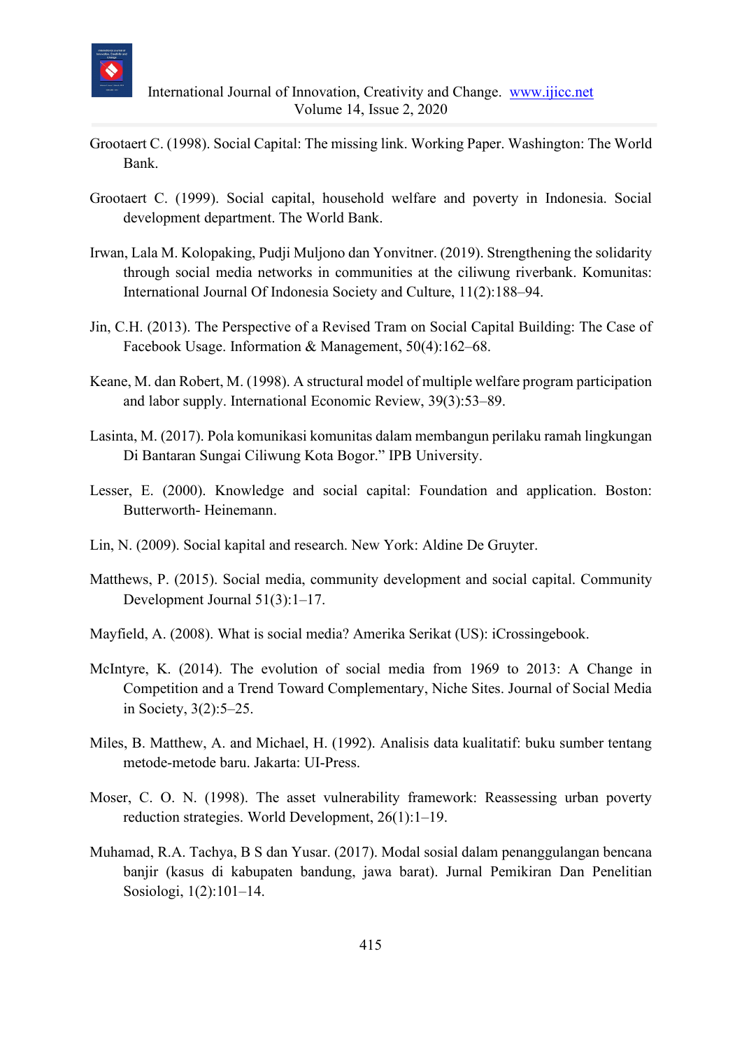Grootaert C. (1998). Social Capital: The missing link. Working Paper. Washington: The World Bank.

Grootaert C. (1999). Social capital, household welfare and poverty in Indonesia. Social development department. The World Bank.

Irwan, Lala M. Kolopaking, Pudji Muljono dan Yonvitner. (2019). Strengthening the solidarity through social media networks in communities at the ciliwung riverbank. Komunitas: International Journal Of Indonesia Society and Culture, 11(2):188–94.

Jin, C.H. (2013). The Perspective of a Revised Tram on Social Capital Building: The Case of Facebook Usage. Information & Management, 50(4):162–68.

Keane, M. dan Robert, M. (1998). A structural model of multiple welfare program participation and labor supply. International Economic Review, 39(3):53–89.

Lasinta, M. (2017). Pola komunikasi komunitas dalam membangun perilaku ramah lingkungan Di Bantaran Sungai Ciliwung Kota Bogor." IPB University.

Lesser, E. (2000). Knowledge and social capital: Foundation and application. Boston: Butterworth- Heinemann.

Lin, N. (2009). Social kapital and research. New York: Aldine De Gruyter.

Matthews, P. (2015). Social media, community development and social capital. Community Development Journal 51(3):1–17.

Mayfield, A. (2008). What is social media? Amerika Serikat (US): iCrossingebook.

McIntyre, K. (2014). The evolution of social media from 1969 to 2013: A Change in Competition and a Trend Toward Complementary, Niche Sites. Journal of Social Media in Society, 3(2):5–25.

Miles, B. Matthew, A. and Michael, H. (1992). Analisis data kualitatif: buku sumber tentang metode-metode baru. Jakarta: UI-Press.

Moser, C. O. N. (1998). The asset vulnerability framework: Reassessing urban poverty reduction strategies. World Development, 26(1):1–19.

Muhamad, R.A. Tachya, B S dan Yusar. (2017). Modal sosial dalam penanggulangan bencana banjir (kasus di kabupaten bandung, jawa barat). Jurnal Pemikiran Dan Penelitian Sosiologi, 1(2):101–14.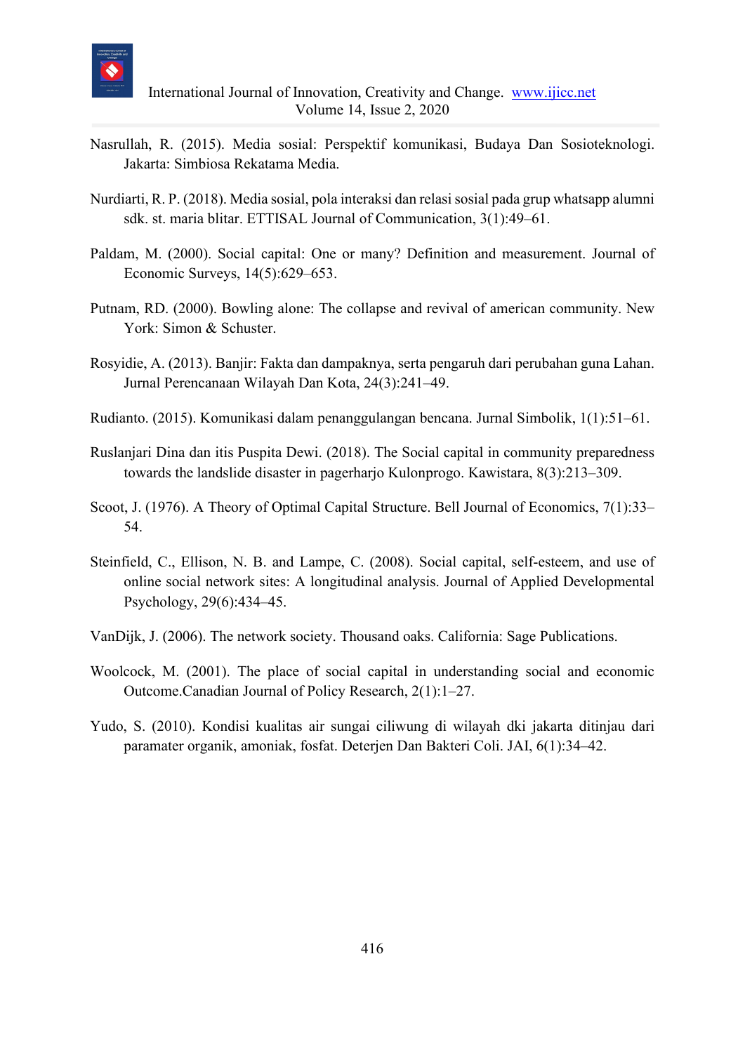Nasrullah, R. (2015). Media sosial: Perspektif komunikasi, Budaya Dan Sosioteknologi. Jakarta: Simbiosa Rekatama Media.

Nurdiarti, R. P. (2018). Media sosial, pola interaksi dan relasi sosial pada grup whatsapp alumni sdk. st. maria blitar. ETTISAL Journal of Communication, 3(1):49–61.

Paldam, M. (2000). Social capital: One or many? Definition and measurement. Journal of Economic Surveys, 14(5):629–653.

Putnam, RD. (2000). Bowling alone: The collapse and revival of american community. New York: Simon & Schuster.

Rosyidie, A. (2013). Banjir: Fakta dan dampaknya, serta pengaruh dari perubahan guna Lahan. Jurnal Perencanaan Wilayah Dan Kota, 24(3):241–49.

Rudianto. (2015). Komunikasi dalam penanggulangan bencana. Jurnal Simbolik, 1(1):51–61.

Ruslanjari Dina dan itis Puspita Dewi. (2018). The Social capital in community preparedness towards the landslide disaster in pagerharjo Kulonprogo. Kawistara, 8(3):213–309.

Scoot, J. (1976). A Theory of Optimal Capital Structure. Bell Journal of Economics, 7(1):33–54.

Steinfield, C., Ellison, N. B. and Lampe, C. (2008). Social capital, self-esteem, and use of online social network sites: A longitudinal analysis. Journal of Applied Developmental Psychology, 29(6):434–45.

VanDijk, J. (2006). The network society. Thousand oaks. California: Sage Publications.

Woolcock, M. (2001). The place of social capital in understanding social and economic Outcome.Canadian Journal of Policy Research, 2(1):1–27.

Yudo, S. (2010). Kondisi kualitas air sungai ciliwung di wilayah dki jakarta ditinjau dari paramater organik, amoniak, fosfat. Deterjen Dan Bakteri Coli. JAI, 6(1):34–42.